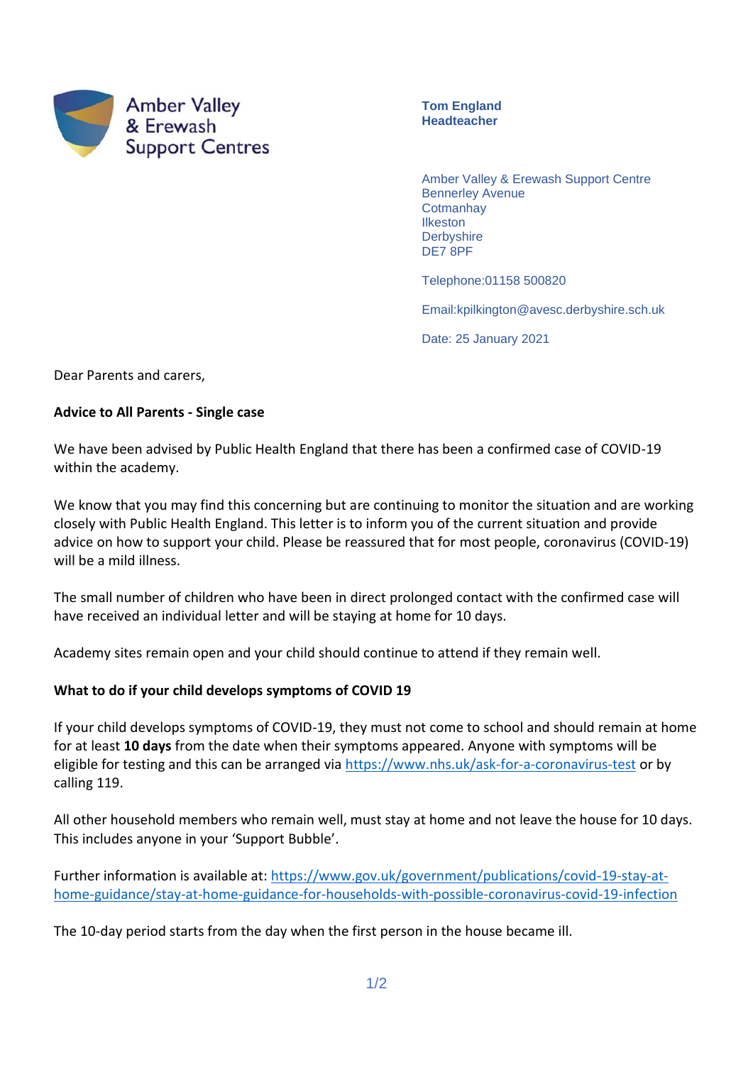Amber Valley
& Erewash
Support Centres

**Tom England**
**Headteacher**

Amber Valley & Erewash Support Centre
Bennerley Avenue
Cotmanhay
Ilkeston
Derbyshire
DE7 8PF

Telephone:01158 500820

Email:kpilkington@avesc.derbyshire.sch.uk

Date: 25 January 2021

Dear Parents and carers,

**Advice to All Parents - Single case**

We have been advised by Public Health England that there has been a confirmed case of COVID-19 within the academy.

We know that you may find this concerning but are continuing to monitor the situation and are working closely with Public Health England. This letter is to inform you of the current situation and provide advice on how to support your child. Please be reassured that for most people, coronavirus (COVID-19) will be a mild illness.

The small number of children who have been in direct prolonged contact with the confirmed case will have received an individual letter and will be staying at home for 10 days.

Academy sites remain open and your child should continue to attend if they remain well.

**What to do if your child develops symptoms of COVID 19**

If your child develops symptoms of COVID-19, they must not come to school and should remain at home for at least **10 days** from the date when their symptoms appeared. Anyone with symptoms will be eligible for testing and this can be arranged via https://www.nhs.uk/ask-for-a-coronavirus-test or by calling 119.

All other household members who remain well, must stay at home and not leave the house for 10 days. This includes anyone in your 'Support Bubble'.

Further information is available at: https://www.gov.uk/government/publications/covid-19-stay-at-home-guidance/stay-at-home-guidance-for-households-with-possible-coronavirus-covid-19-infection

The 10-day period starts from the day when the first person in the house became ill.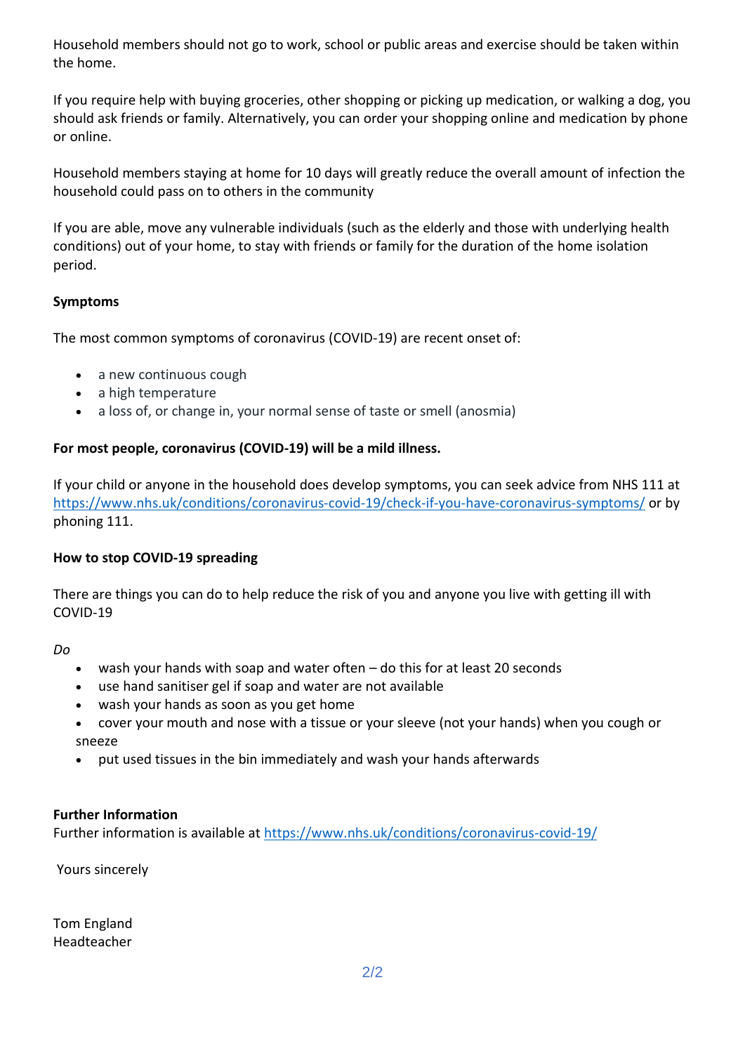Household members should not go to work, school or public areas and exercise should be taken within the home.

If you require help with buying groceries, other shopping or picking up medication, or walking a dog, you should ask friends or family. Alternatively, you can order your shopping online and medication by phone or online.

Household members staying at home for 10 days will greatly reduce the overall amount of infection the household could pass on to others in the community

If you are able, move any vulnerable individuals (such as the elderly and those with underlying health conditions) out of your home, to stay with friends or family for the duration of the home isolation period.

**Symptoms**

The most common symptoms of coronavirus (COVID-19) are recent onset of:

- a new continuous cough
- a high temperature
- a loss of, or change in, your normal sense of taste or smell (anosmia)

**For most people, coronavirus (COVID-19) will be a mild illness.**

If your child or anyone in the household does develop symptoms, you can seek advice from NHS 111 at https://www.nhs.uk/conditions/coronavirus-covid-19/check-if-you-have-coronavirus-symptoms/ or by phoning 111.

**How to stop COVID-19 spreading**

There are things you can do to help reduce the risk of you and anyone you live with getting ill with COVID-19

*Do*

- wash your hands with soap and water often – do this for at least 20 seconds
- use hand sanitiser gel if soap and water are not available
- wash your hands as soon as you get home
- cover your mouth and nose with a tissue or your sleeve (not your hands) when you cough or sneeze
- put used tissues in the bin immediately and wash your hands afterwards

**Further Information**

Further information is available at https://www.nhs.uk/conditions/coronavirus-covid-19/

Yours sincerely

Tom England
Headteacher